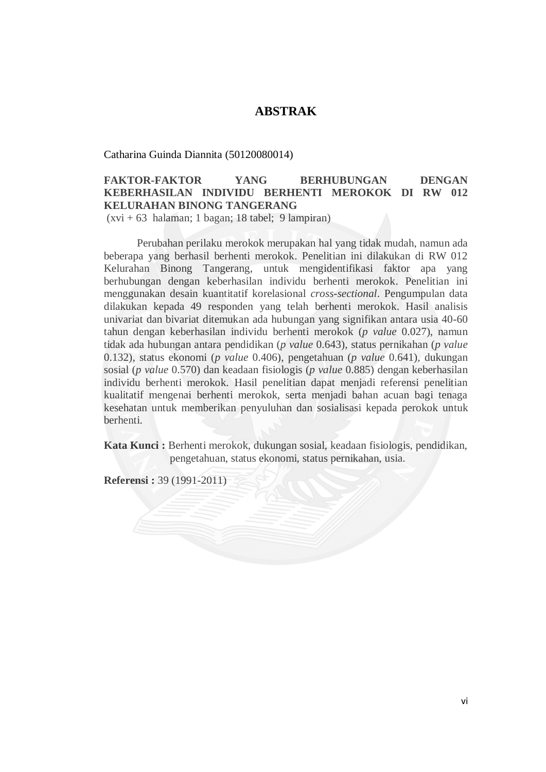# ABSTRAK

Catharina Guinda Diannita (50120080014)

**FAKTOR-FAKTOR YANG BERHUBUNGAN DENGAN KEBERHASILAN INDIVIDU BERHENTI MEROKOK DI RW 012 KELURAHAN BINONG TANGERANG**

(xvi + 63 halaman; 1 bagan; 18 tabel; 9 lampiran)

Perubahan perilaku merokok merupakan hal yang tidak mudah, namun ada beberapa yang berhasil berhenti merokok. Penelitian ini dilakukan di RW 012 Kelurahan Binong Tangerang, untuk mengidentifikasi faktor apa yang berhubungan dengan keberhasilan individu berhenti merokok. Penelitian ini menggunakan desain kuantitatif korelasional *cross-sectional*. Pengumpulan data dilakukan kepada 49 responden yang telah berhenti merokok. Hasil analisis univariat dan bivariat ditemukan ada hubungan yang signifikan antara usia 40-60 tahun dengan keberhasilan individu berhenti merokok (*p value* 0.027), namun tidak ada hubungan antara pendidikan (*p value* 0.643), status pernikahan (*p value* 0.132), status ekonomi (*p value* 0.406), pengetahuan (*p value* 0.641), dukungan sosial (*p value* 0.570) dan keadaan fisiologis (*p value* 0.885) dengan keberhasilan individu berhenti merokok. Hasil penelitian dapat menjadi referensi penelitian kualitatif mengenai berhenti merokok, serta menjadi bahan acuan bagi tenaga kesehatan untuk memberikan penyuluhan dan sosialisasi kepada perokok untuk berhenti.

**Kata Kunci :** Berhenti merokok, dukungan sosial, keadaan fisiologis, pendidikan, pengetahuan, status ekonomi, status pernikahan, usia.

**Referensi :** 39 (1991-2011)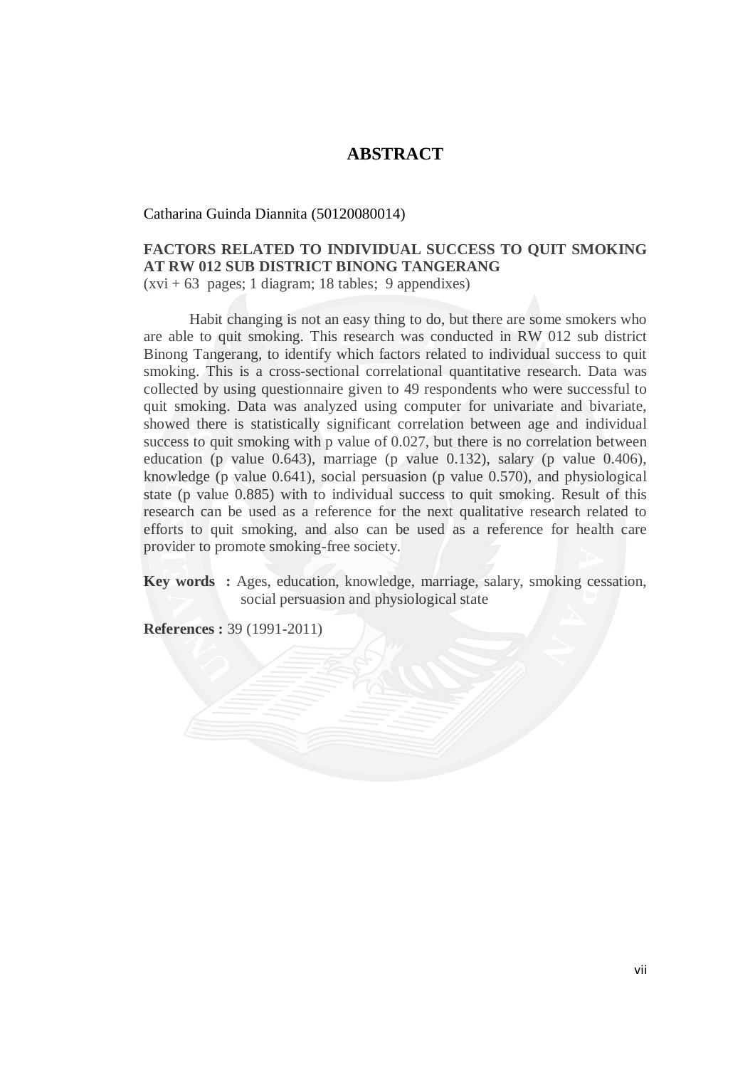# ABSTRACT

Catharina Guinda Diannita (50120080014)

**FACTORS RELATED TO INDIVIDUAL SUCCESS TO QUIT SMOKING AT RW 012 SUB DISTRICT BINONG TANGERANG**
(xvi + 63 pages; 1 diagram; 18 tables; 9 appendixes)

Habit changing is not an easy thing to do, but there are some smokers who are able to quit smoking. This research was conducted in RW 012 sub district Binong Tangerang, to identify which factors related to individual success to quit smoking. This is a cross-sectional correlational quantitative research. Data was collected by using questionnaire given to 49 respondents who were successful to quit smoking. Data was analyzed using computer for univariate and bivariate, showed there is statistically significant correlation between age and individual success to quit smoking with p value of 0.027, but there is no correlation between education (p value 0.643), marriage (p value 0.132), salary (p value 0.406), knowledge (p value 0.641), social persuasion (p value 0.570), and physiological state (p value 0.885) with to individual success to quit smoking. Result of this research can be used as a reference for the next qualitative research related to efforts to quit smoking, and also can be used as a reference for health care provider to promote smoking-free society.

**Key words :** Ages, education, knowledge, marriage, salary, smoking cessation, social persuasion and physiological state

**References :** 39 (1991-2011)